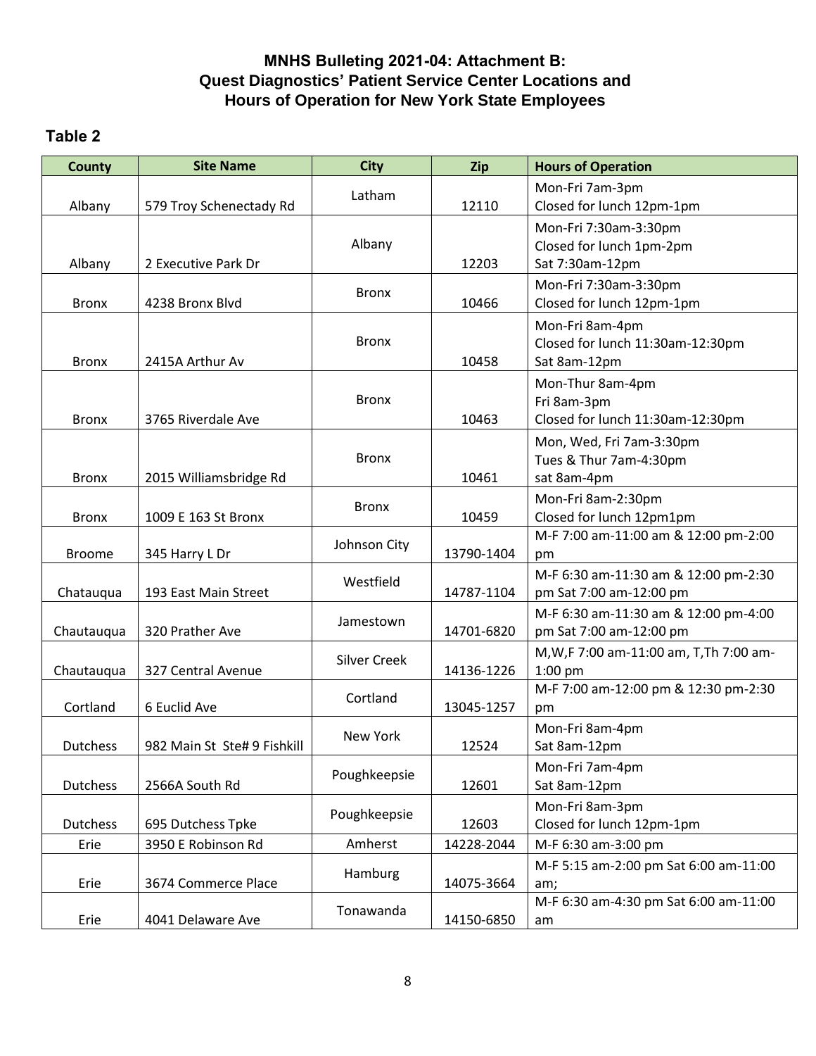**MNHS Bulleting 2021-04: Attachment B:**
**Quest Diagnostics' Patient Service Center Locations and Hours of Operation for New York State Employees**

## Table 2

| County | Site Name | City | Zip | Hours of Operation |
|---|---|---|---|---|
| Albany | 579 Troy Schenectady Rd | Latham | 12110 | Mon-Fri 7am-3pm<br>Closed for lunch 12pm-1pm |
| Albany | 2 Executive Park Dr | Albany | 12203 | Mon-Fri 7:30am-3:30pm<br>Closed for lunch 1pm-2pm<br>Sat 7:30am-12pm |
| Bronx | 4238 Bronx Blvd | Bronx | 10466 | Mon-Fri 7:30am-3:30pm<br>Closed for lunch 12pm-1pm |
| Bronx | 2415A Arthur Av | Bronx | 10458 | Mon-Fri 8am-4pm<br>Closed for lunch 11:30am-12:30pm<br>Sat 8am-12pm |
| Bronx | 3765 Riverdale Ave | Bronx | 10463 | Mon-Thur 8am-4pm<br>Fri 8am-3pm<br>Closed for lunch 11:30am-12:30pm |
| Bronx | 2015 Williamsbridge Rd | Bronx | 10461 | Mon, Wed, Fri 7am-3:30pm<br>Tues & Thur 7am-4:30pm<br>sat 8am-4pm |
| Bronx | 1009 E 163 St Bronx | Bronx | 10459 | Mon-Fri 8am-2:30pm<br>Closed for lunch 12pm1pm |
| Broome | 345 Harry L Dr | Johnson City | 13790-1404 | M-F 7:00 am-11:00 am & 12:00 pm-2:00 pm |
| Chatauqua | 193 East Main Street | Westfield | 14787-1104 | M-F 6:30 am-11:30 am & 12:00 pm-2:30 pm Sat 7:00 am-12:00 pm |
| Chautauqua | 320 Prather Ave | Jamestown | 14701-6820 | M-F 6:30 am-11:30 am & 12:00 pm-4:00 pm Sat 7:00 am-12:00 pm |
| Chautauqua | 327 Central Avenue | Silver Creek | 14136-1226 | M,W,F 7:00 am-11:00 am, T,Th 7:00 am-1:00 pm |
| Cortland | 6 Euclid Ave | Cortland | 13045-1257 | M-F 7:00 am-12:00 pm & 12:30 pm-2:30 pm |
| Dutchess | 982 Main St Ste# 9 Fishkill | New York | 12524 | Mon-Fri 8am-4pm<br>Sat 8am-12pm |
| Dutchess | 2566A South Rd | Poughkeepsie | 12601 | Mon-Fri 7am-4pm<br>Sat 8am-12pm |
| Dutchess | 695 Dutchess Tpke | Poughkeepsie | 12603 | Mon-Fri 8am-3pm<br>Closed for lunch 12pm-1pm |
| Erie | 3950 E Robinson Rd | Amherst | 14228-2044 | M-F 6:30 am-3:00 pm |
| Erie | 3674 Commerce Place | Hamburg | 14075-3664 | M-F 5:15 am-2:00 pm Sat 6:00 am-11:00 am; |
| Erie | 4041 Delaware Ave | Tonawanda | 14150-6850 | M-F 6:30 am-4:30 pm Sat 6:00 am-11:00 am |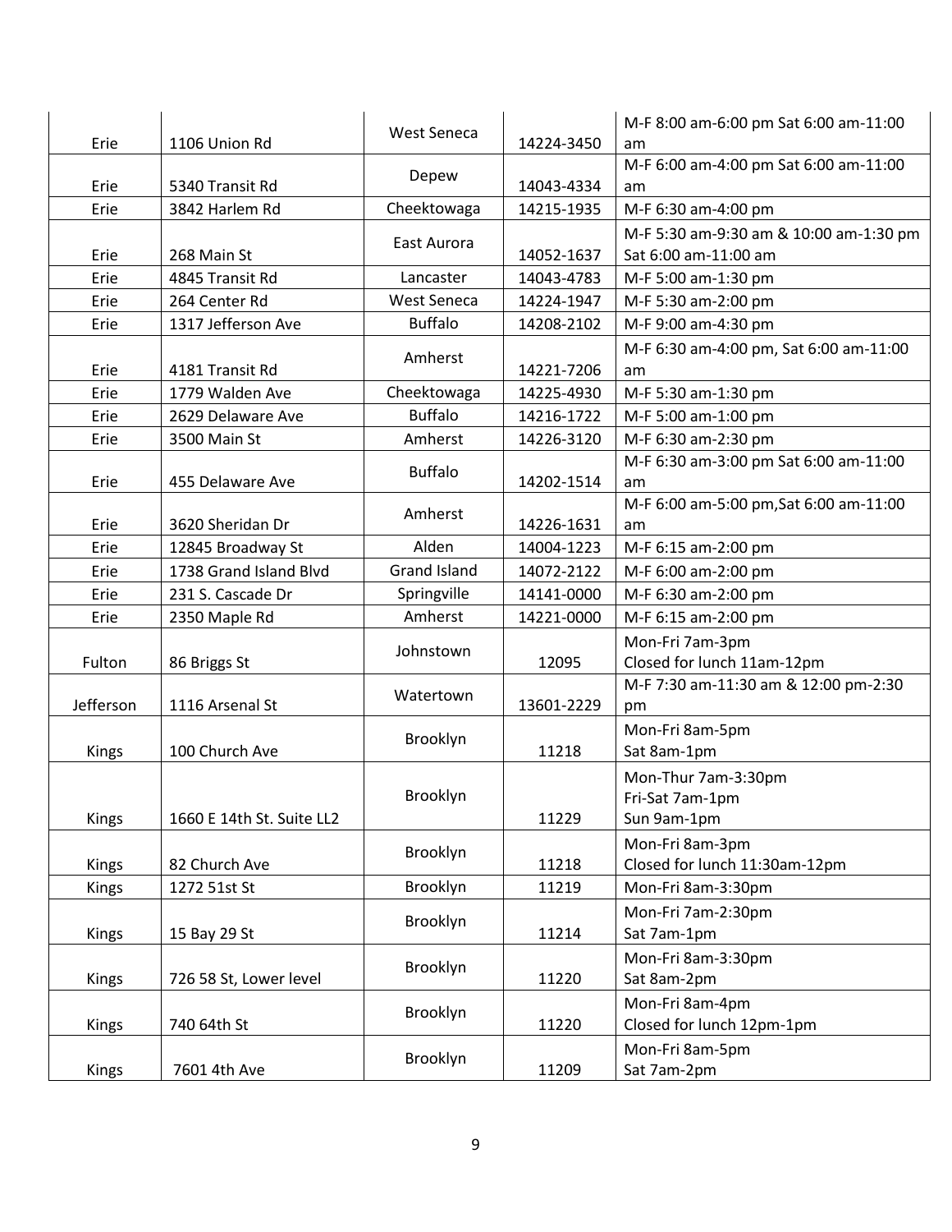| | | | | |
|---|---|---|---|---|
| Erie | 1106 Union Rd | West Seneca | 14224-3450 | M-F 8:00 am-6:00 pm Sat 6:00 am-11:00 am |
| Erie | 5340 Transit Rd | Depew | 14043-4334 | M-F 6:00 am-4:00 pm Sat 6:00 am-11:00 am |
| Erie | 3842 Harlem Rd | Cheektowaga | 14215-1935 | M-F 6:30 am-4:00 pm |
| Erie | 268 Main St | East Aurora | 14052-1637 | M-F 5:30 am-9:30 am & 10:00 am-1:30 pm Sat 6:00 am-11:00 am |
| Erie | 4845 Transit Rd | Lancaster | 14043-4783 | M-F 5:00 am-1:30 pm |
| Erie | 264 Center Rd | West Seneca | 14224-1947 | M-F 5:30 am-2:00 pm |
| Erie | 1317 Jefferson Ave | Buffalo | 14208-2102 | M-F 9:00 am-4:30 pm |
| Erie | 4181 Transit Rd | Amherst | 14221-7206 | M-F 6:30 am-4:00 pm, Sat 6:00 am-11:00 am |
| Erie | 1779 Walden Ave | Cheektowaga | 14225-4930 | M-F 5:30 am-1:30 pm |
| Erie | 2629 Delaware Ave | Buffalo | 14216-1722 | M-F 5:00 am-1:00 pm |
| Erie | 3500 Main St | Amherst | 14226-3120 | M-F 6:30 am-2:30 pm |
| Erie | 455 Delaware Ave | Buffalo | 14202-1514 | M-F 6:30 am-3:00 pm Sat 6:00 am-11:00 am |
| Erie | 3620 Sheridan Dr | Amherst | 14226-1631 | M-F 6:00 am-5:00 pm,Sat 6:00 am-11:00 am |
| Erie | 12845 Broadway St | Alden | 14004-1223 | M-F 6:15 am-2:00 pm |
| Erie | 1738 Grand Island Blvd | Grand Island | 14072-2122 | M-F 6:00 am-2:00 pm |
| Erie | 231 S. Cascade Dr | Springville | 14141-0000 | M-F 6:30 am-2:00 pm |
| Erie | 2350 Maple Rd | Amherst | 14221-0000 | M-F 6:15 am-2:00 pm |
| Fulton | 86 Briggs St | Johnstown | 12095 | Mon-Fri 7am-3pm<br>Closed for lunch 11am-12pm |
| Jefferson | 1116 Arsenal St | Watertown | 13601-2229 | M-F 7:30 am-11:30 am & 12:00 pm-2:30 pm |
| Kings | 100 Church Ave | Brooklyn | 11218 | Mon-Fri 8am-5pm<br>Sat 8am-1pm |
| Kings | 1660 E 14th St. Suite LL2 | Brooklyn | 11229 | Mon-Thur 7am-3:30pm<br>Fri-Sat 7am-1pm<br>Sun 9am-1pm |
| Kings | 82 Church Ave | Brooklyn | 11218 | Mon-Fri 8am-3pm<br>Closed for lunch 11:30am-12pm |
| Kings | 1272 51st St | Brooklyn | 11219 | Mon-Fri 8am-3:30pm |
| Kings | 15 Bay 29 St | Brooklyn | 11214 | Mon-Fri 7am-2:30pm<br>Sat 7am-1pm |
| Kings | 726 58 St, Lower level | Brooklyn | 11220 | Mon-Fri 8am-3:30pm<br>Sat 8am-2pm |
| Kings | 740 64th St | Brooklyn | 11220 | Mon-Fri 8am-4pm<br>Closed for lunch 12pm-1pm |
| Kings | 7601 4th Ave | Brooklyn | 11209 | Mon-Fri 8am-5pm<br>Sat 7am-2pm |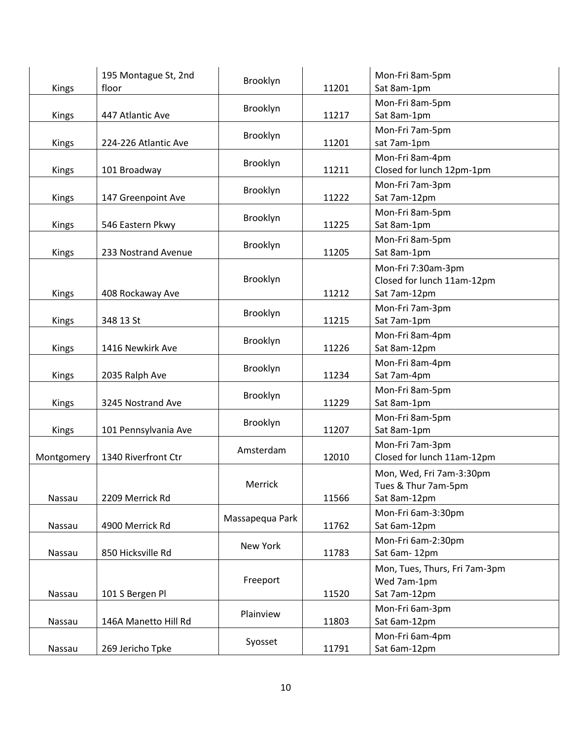| | | | | |
|---|---|---|---|---|
| Kings | 195 Montague St, 2nd floor | Brooklyn | 11201 | Mon-Fri 8am-5pm<br>Sat 8am-1pm |
| Kings | 447 Atlantic Ave | Brooklyn | 11217 | Mon-Fri 8am-5pm<br>Sat 8am-1pm |
| Kings | 224-226 Atlantic Ave | Brooklyn | 11201 | Mon-Fri 7am-5pm<br>sat 7am-1pm |
| Kings | 101 Broadway | Brooklyn | 11211 | Mon-Fri 8am-4pm<br>Closed for lunch 12pm-1pm |
| Kings | 147 Greenpoint Ave | Brooklyn | 11222 | Mon-Fri 7am-3pm<br>Sat 7am-12pm |
| Kings | 546 Eastern Pkwy | Brooklyn | 11225 | Mon-Fri 8am-5pm<br>Sat 8am-1pm |
| Kings | 233 Nostrand Avenue | Brooklyn | 11205 | Mon-Fri 8am-5pm<br>Sat 8am-1pm |
| Kings | 408 Rockaway Ave | Brooklyn | 11212 | Mon-Fri 7:30am-3pm<br>Closed for lunch 11am-12pm<br>Sat 7am-12pm |
| Kings | 348 13 St | Brooklyn | 11215 | Mon-Fri 7am-3pm<br>Sat 7am-1pm |
| Kings | 1416 Newkirk Ave | Brooklyn | 11226 | Mon-Fri 8am-4pm<br>Sat 8am-12pm |
| Kings | 2035 Ralph Ave | Brooklyn | 11234 | Mon-Fri 8am-4pm<br>Sat 7am-4pm |
| Kings | 3245 Nostrand Ave | Brooklyn | 11229 | Mon-Fri 8am-5pm<br>Sat 8am-1pm |
| Kings | 101 Pennsylvania Ave | Brooklyn | 11207 | Mon-Fri 8am-5pm<br>Sat 8am-1pm |
| Montgomery | 1340 Riverfront Ctr | Amsterdam | 12010 | Mon-Fri 7am-3pm<br>Closed for lunch 11am-12pm |
| Nassau | 2209 Merrick Rd | Merrick | 11566 | Mon, Wed, Fri 7am-3:30pm<br>Tues & Thur 7am-5pm<br>Sat 8am-12pm |
| Nassau | 4900 Merrick Rd | Massapequa Park | 11762 | Mon-Fri 6am-3:30pm<br>Sat 6am-12pm |
| Nassau | 850 Hicksville Rd | New York | 11783 | Mon-Fri 6am-2:30pm<br>Sat 6am- 12pm |
| Nassau | 101 S Bergen Pl | Freeport | 11520 | Mon, Tues, Thurs, Fri 7am-3pm<br>Wed 7am-1pm<br>Sat 7am-12pm |
| Nassau | 146A Manetto Hill Rd | Plainview | 11803 | Mon-Fri 6am-3pm<br>Sat 6am-12pm |
| Nassau | 269 Jericho Tpke | Syosset | 11791 | Mon-Fri 6am-4pm<br>Sat 6am-12pm |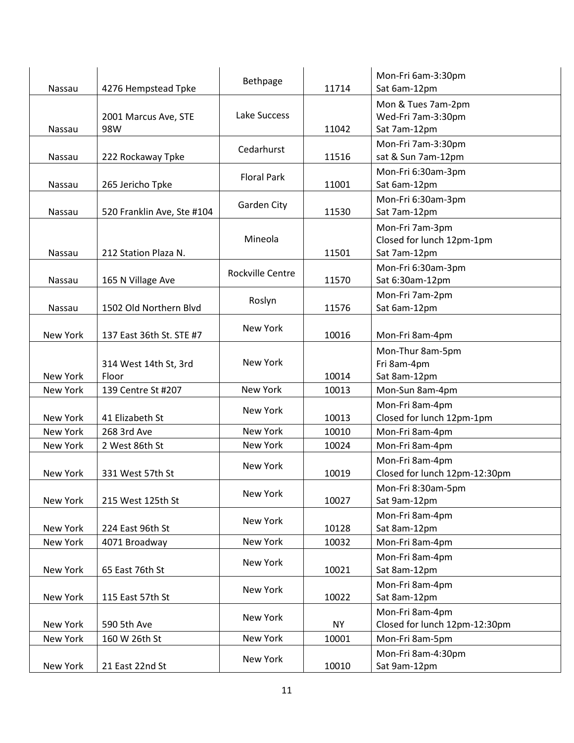| Nassau | 4276 Hempstead Tpke | Bethpage | 11714 | Mon-Fri 6am-3:30pm<br>Sat 6am-12pm |
|---|---|---|---|---|
| Nassau | 2001 Marcus Ave, STE 98W | Lake Success | 11042 | Mon & Tues 7am-2pm<br>Wed-Fri 7am-3:30pm<br>Sat 7am-12pm |
| Nassau | 222 Rockaway Tpke | Cedarhurst | 11516 | Mon-Fri 7am-3:30pm<br>sat & Sun 7am-12pm |
| Nassau | 265 Jericho Tpke | Floral Park | 11001 | Mon-Fri 6:30am-3pm<br>Sat 6am-12pm |
| Nassau | 520 Franklin Ave, Ste #104 | Garden City | 11530 | Mon-Fri 6:30am-3pm<br>Sat 7am-12pm |
| Nassau | 212 Station Plaza N. | Mineola | 11501 | Mon-Fri 7am-3pm<br>Closed for lunch 12pm-1pm<br>Sat 7am-12pm |
| Nassau | 165 N Village Ave | Rockville Centre | 11570 | Mon-Fri 6:30am-3pm<br>Sat 6:30am-12pm |
| Nassau | 1502 Old Northern Blvd | Roslyn | 11576 | Mon-Fri 7am-2pm<br>Sat 6am-12pm |
| New York | 137 East 36th St. STE #7 | New York | 10016 | Mon-Fri 8am-4pm |
| New York | 314 West 14th St, 3rd Floor | New York | 10014 | Mon-Thur 8am-5pm<br>Fri 8am-4pm<br>Sat 8am-12pm |
| New York | 139 Centre St #207 | New York | 10013 | Mon-Sun 8am-4pm |
| New York | 41 Elizabeth St | New York | 10013 | Mon-Fri 8am-4pm<br>Closed for lunch 12pm-1pm |
| New York | 268 3rd Ave | New York | 10010 | Mon-Fri 8am-4pm |
| New York | 2 West 86th St | New York | 10024 | Mon-Fri 8am-4pm |
| New York | 331 West 57th St | New York | 10019 | Mon-Fri 8am-4pm<br>Closed for lunch 12pm-12:30pm |
| New York | 215 West 125th St | New York | 10027 | Mon-Fri 8:30am-5pm<br>Sat 9am-12pm |
| New York | 224 East 96th St | New York | 10128 | Mon-Fri 8am-4pm<br>Sat 8am-12pm |
| New York | 4071 Broadway | New York | 10032 | Mon-Fri 8am-4pm |
| New York | 65 East 76th St | New York | 10021 | Mon-Fri 8am-4pm<br>Sat 8am-12pm |
| New York | 115 East 57th St | New York | 10022 | Mon-Fri 8am-4pm<br>Sat 8am-12pm |
| New York | 590 5th Ave | New York | NY | Mon-Fri 8am-4pm<br>Closed for lunch 12pm-12:30pm |
| New York | 160 W 26th St | New York | 10001 | Mon-Fri 8am-5pm |
| New York | 21 East 22nd St | New York | 10010 | Mon-Fri 8am-4:30pm<br>Sat 9am-12pm |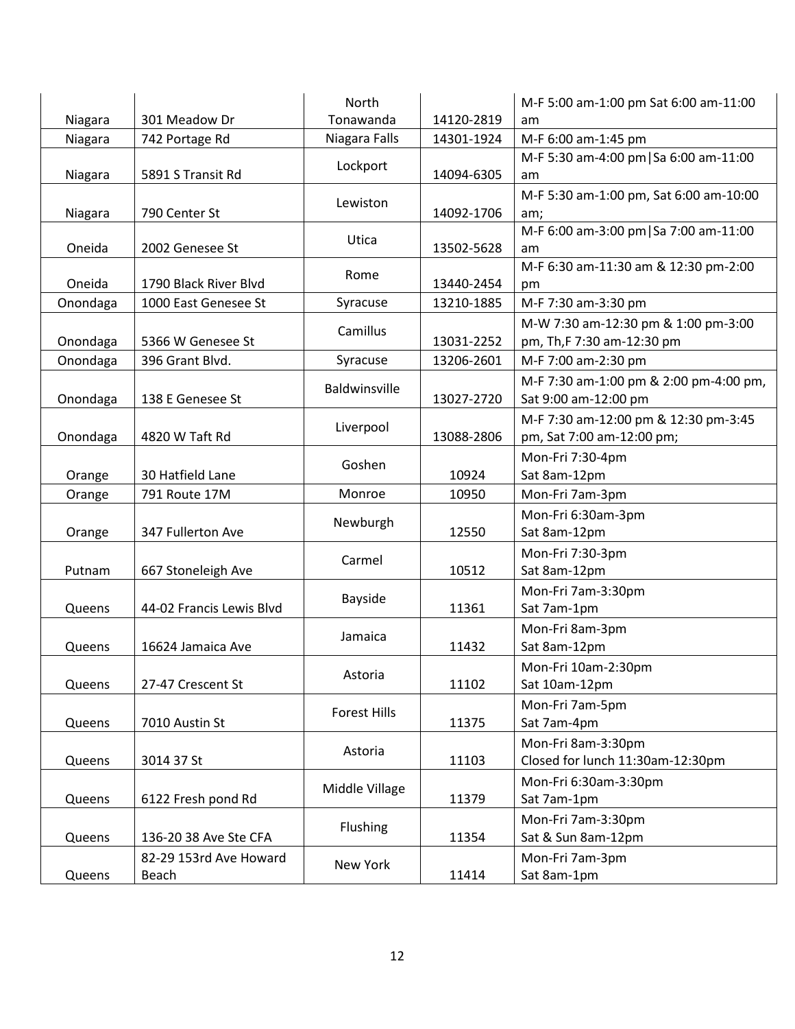| | | | | |
|---|---|---|---|---|
| Niagara | 301 Meadow Dr | North Tonawanda | 14120-2819 | M-F 5:00 am-1:00 pm Sat 6:00 am-11:00 am |
| Niagara | 742 Portage Rd | Niagara Falls | 14301-1924 | M-F 6:00 am-1:45 pm |
| Niagara | 5891 S Transit Rd | Lockport | 14094-6305 | M-F 5:30 am-4:00 pm\|Sa 6:00 am-11:00 am |
| Niagara | 790 Center St | Lewiston | 14092-1706 | M-F 5:30 am-1:00 pm, Sat 6:00 am-10:00 am; |
| Oneida | 2002 Genesee St | Utica | 13502-5628 | M-F 6:00 am-3:00 pm\|Sa 7:00 am-11:00 am |
| Oneida | 1790 Black River Blvd | Rome | 13440-2454 | M-F 6:30 am-11:30 am & 12:30 pm-2:00 pm |
| Onondaga | 1000 East Genesee St | Syracuse | 13210-1885 | M-F 7:30 am-3:30 pm |
| Onondaga | 5366 W Genesee St | Camillus | 13031-2252 | M-W 7:30 am-12:30 pm & 1:00 pm-3:00 pm, Th,F 7:30 am-12:30 pm |
| Onondaga | 396 Grant Blvd. | Syracuse | 13206-2601 | M-F 7:00 am-2:30 pm |
| Onondaga | 138 E Genesee St | Baldwinsville | 13027-2720 | M-F 7:30 am-1:00 pm & 2:00 pm-4:00 pm, Sat 9:00 am-12:00 pm |
| Onondaga | 4820 W Taft Rd | Liverpool | 13088-2806 | M-F 7:30 am-12:00 pm & 12:30 pm-3:45 pm, Sat 7:00 am-12:00 pm; |
| Orange | 30 Hatfield Lane | Goshen | 10924 | Mon-Fri 7:30-4pm<br>Sat 8am-12pm |
| Orange | 791 Route 17M | Monroe | 10950 | Mon-Fri 7am-3pm |
| Orange | 347 Fullerton Ave | Newburgh | 12550 | Mon-Fri 6:30am-3pm<br>Sat 8am-12pm |
| Putnam | 667 Stoneleigh Ave | Carmel | 10512 | Mon-Fri 7:30-3pm<br>Sat 8am-12pm |
| Queens | 44-02 Francis Lewis Blvd | Bayside | 11361 | Mon-Fri 7am-3:30pm<br>Sat 7am-1pm |
| Queens | 16624 Jamaica Ave | Jamaica | 11432 | Mon-Fri 8am-3pm<br>Sat 8am-12pm |
| Queens | 27-47 Crescent St | Astoria | 11102 | Mon-Fri 10am-2:30pm<br>Sat 10am-12pm |
| Queens | 7010 Austin St | Forest Hills | 11375 | Mon-Fri 7am-5pm<br>Sat 7am-4pm |
| Queens | 3014 37 St | Astoria | 11103 | Mon-Fri 8am-3:30pm<br>Closed for lunch 11:30am-12:30pm |
| Queens | 6122 Fresh pond Rd | Middle Village | 11379 | Mon-Fri 6:30am-3:30pm<br>Sat 7am-1pm |
| Queens | 136-20 38 Ave Ste CFA | Flushing | 11354 | Mon-Fri 7am-3:30pm<br>Sat & Sun 8am-12pm |
| Queens | 82-29 153rd Ave Howard Beach | New York | 11414 | Mon-Fri 7am-3pm<br>Sat 8am-1pm |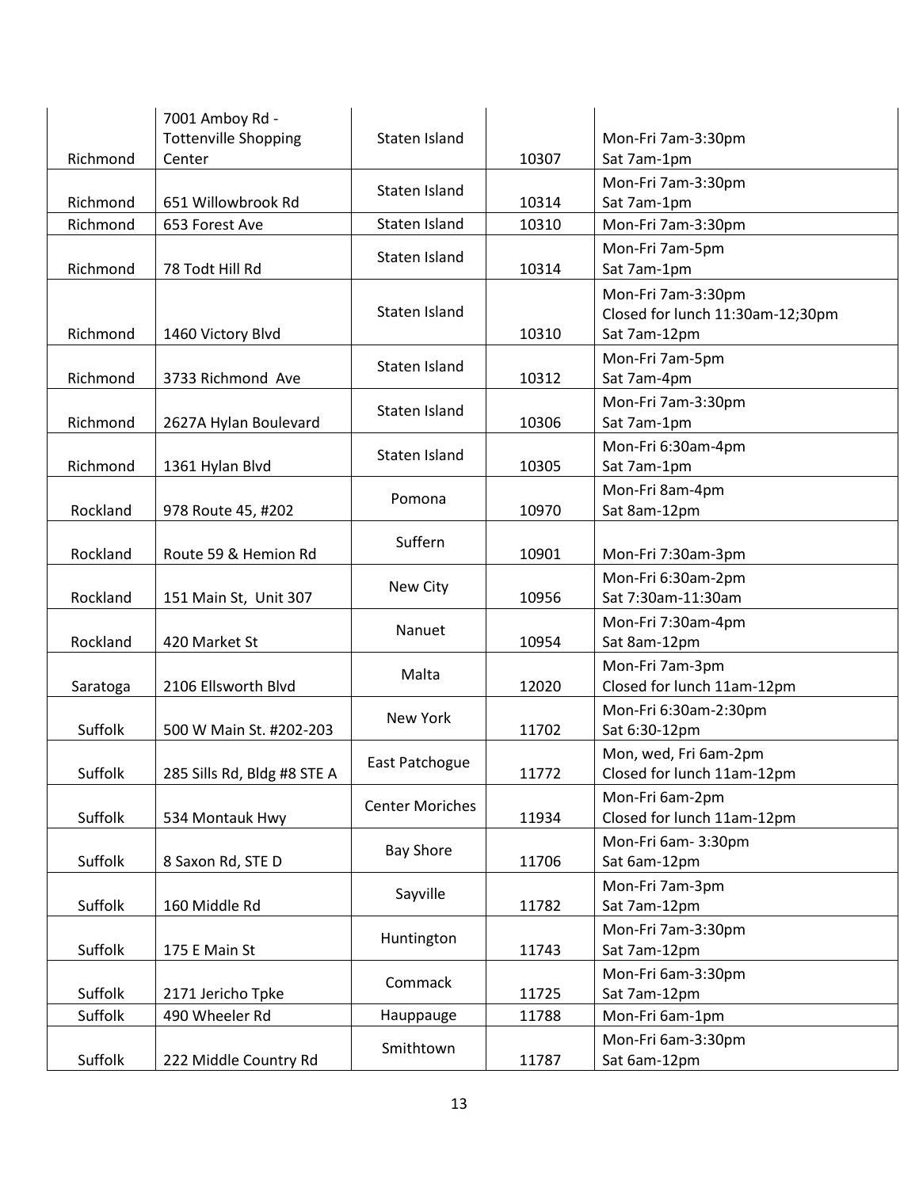| | | | | |
|---|---|---|---|---|
| Richmond | 7001 Amboy Rd - Tottenville Shopping Center | Staten Island | 10307 | Mon-Fri 7am-3:30pm<br>Sat 7am-1pm |
| Richmond | 651 Willowbrook Rd | Staten Island | 10314 | Mon-Fri 7am-3:30pm<br>Sat 7am-1pm |
| Richmond | 653 Forest Ave | Staten Island | 10310 | Mon-Fri 7am-3:30pm |
| Richmond | 78 Todt Hill Rd | Staten Island | 10314 | Mon-Fri 7am-5pm<br>Sat 7am-1pm |
| Richmond | 1460 Victory Blvd | Staten Island | 10310 | Mon-Fri 7am-3:30pm<br>Closed for lunch 11:30am-12;30pm<br>Sat 7am-12pm |
| Richmond | 3733 Richmond Ave | Staten Island | 10312 | Mon-Fri 7am-5pm<br>Sat 7am-4pm |
| Richmond | 2627A Hylan Boulevard | Staten Island | 10306 | Mon-Fri 7am-3:30pm<br>Sat 7am-1pm |
| Richmond | 1361 Hylan Blvd | Staten Island | 10305 | Mon-Fri 6:30am-4pm<br>Sat 7am-1pm |
| Rockland | 978 Route 45, #202 | Pomona | 10970 | Mon-Fri 8am-4pm<br>Sat 8am-12pm |
| Rockland | Route 59 & Hemion Rd | Suffern | 10901 | Mon-Fri 7:30am-3pm |
| Rockland | 151 Main St, Unit 307 | New City | 10956 | Mon-Fri 6:30am-2pm<br>Sat 7:30am-11:30am |
| Rockland | 420 Market St | Nanuet | 10954 | Mon-Fri 7:30am-4pm<br>Sat 8am-12pm |
| Saratoga | 2106 Ellsworth Blvd | Malta | 12020 | Mon-Fri 7am-3pm<br>Closed for lunch 11am-12pm |
| Suffolk | 500 W Main St. #202-203 | New York | 11702 | Mon-Fri 6:30am-2:30pm<br>Sat 6:30-12pm |
| Suffolk | 285 Sills Rd, Bldg #8 STE A | East Patchogue | 11772 | Mon, wed, Fri 6am-2pm<br>Closed for lunch 11am-12pm |
| Suffolk | 534 Montauk Hwy | Center Moriches | 11934 | Mon-Fri 6am-2pm<br>Closed for lunch 11am-12pm |
| Suffolk | 8 Saxon Rd, STE D | Bay Shore | 11706 | Mon-Fri 6am- 3:30pm<br>Sat 6am-12pm |
| Suffolk | 160 Middle Rd | Sayville | 11782 | Mon-Fri 7am-3pm<br>Sat 7am-12pm |
| Suffolk | 175 E Main St | Huntington | 11743 | Mon-Fri 7am-3:30pm<br>Sat 7am-12pm |
| Suffolk | 2171 Jericho Tpke | Commack | 11725 | Mon-Fri 6am-3:30pm<br>Sat 7am-12pm |
| Suffolk | 490 Wheeler Rd | Hauppauge | 11788 | Mon-Fri 6am-1pm |
| Suffolk | 222 Middle Country Rd | Smithtown | 11787 | Mon-Fri 6am-3:30pm<br>Sat 6am-12pm |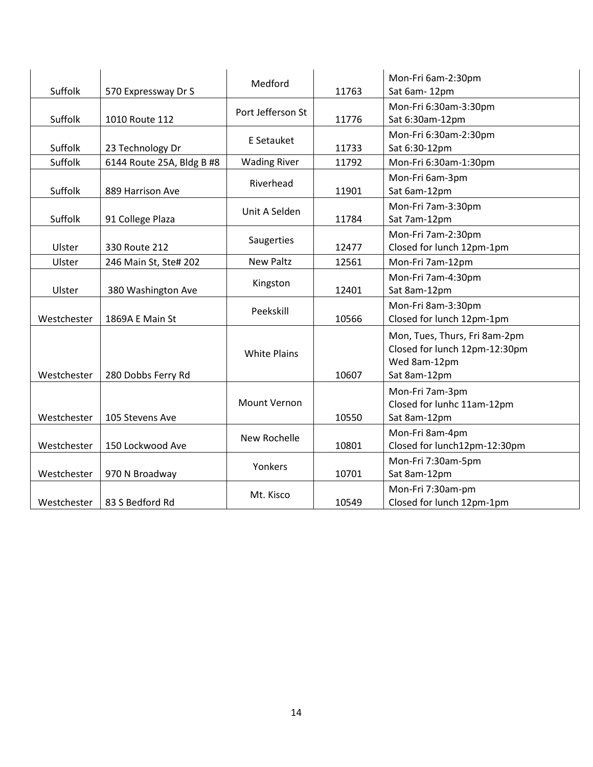| | | | | |
|---|---|---|---|---|
| Suffolk | 570 Expressway Dr S | Medford | 11763 | Mon-Fri 6am-2:30pm<br>Sat 6am- 12pm |
| Suffolk | 1010 Route 112 | Port Jefferson St | 11776 | Mon-Fri 6:30am-3:30pm<br>Sat 6:30am-12pm |
| Suffolk | 23 Technology Dr | E Setauket | 11733 | Mon-Fri 6:30am-2:30pm<br>Sat 6:30-12pm |
| Suffolk | 6144 Route 25A, Bldg B #8 | Wading River | 11792 | Mon-Fri 6:30am-1:30pm |
| Suffolk | 889 Harrison Ave | Riverhead | 11901 | Mon-Fri 6am-3pm<br>Sat 6am-12pm |
| Suffolk | 91 College Plaza | Unit A Selden | 11784 | Mon-Fri 7am-3:30pm<br>Sat 7am-12pm |
| Ulster | 330 Route 212 | Saugerties | 12477 | Mon-Fri 7am-2:30pm<br>Closed for lunch 12pm-1pm |
| Ulster | 246 Main St, Ste# 202 | New Paltz | 12561 | Mon-Fri 7am-12pm |
| Ulster | 380 Washington Ave | Kingston | 12401 | Mon-Fri 7am-4:30pm<br>Sat 8am-12pm |
| Westchester | 1869A E Main St | Peekskill | 10566 | Mon-Fri 8am-3:30pm<br>Closed for lunch 12pm-1pm |
| Westchester | 280 Dobbs Ferry Rd | White Plains | 10607 | Mon, Tues, Thurs, Fri 8am-2pm<br>Closed for lunch 12pm-12:30pm<br>Wed 8am-12pm<br>Sat 8am-12pm |
| Westchester | 105 Stevens Ave | Mount Vernon | 10550 | Mon-Fri 7am-3pm<br>Closed for lunhc 11am-12pm<br>Sat 8am-12pm |
| Westchester | 150 Lockwood Ave | New Rochelle | 10801 | Mon-Fri 8am-4pm<br>Closed for lunch12pm-12:30pm |
| Westchester | 970 N Broadway | Yonkers | 10701 | Mon-Fri 7:30am-5pm<br>Sat 8am-12pm |
| Westchester | 83 S Bedford Rd | Mt. Kisco | 10549 | Mon-Fri 7:30am-pm<br>Closed for lunch 12pm-1pm |